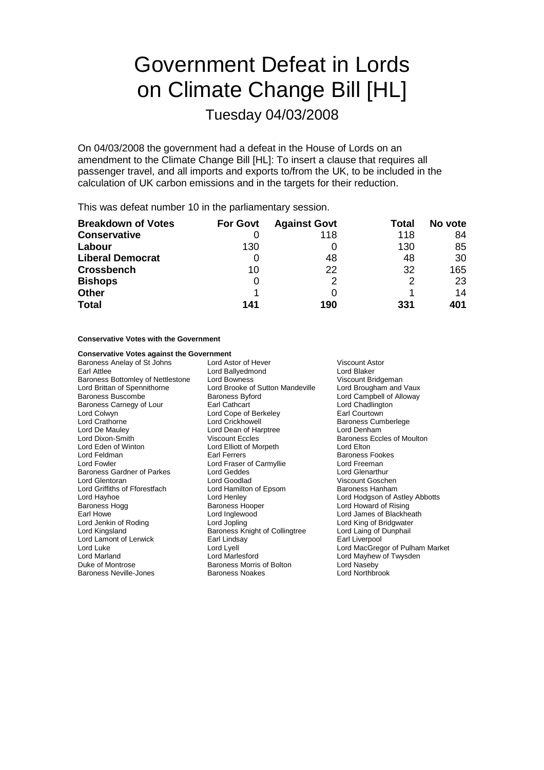# Government Defeat in Lords on Climate Change Bill [HL]

## Tuesday 04/03/2008

On 04/03/2008 the government had a defeat in the House of Lords on an amendment to the Climate Change Bill [HL]: To insert a clause that requires all passenger travel, and all imports and exports to/from the UK, to be included in the calculation of UK carbon emissions and in the targets for their reduction.

This was defeat number 10 in the parliamentary session.

| Breakdown of Votes | For Govt | Against Govt | Total | No vote |
|---|---|---|---|---|
| **Conservative** | 0 | 118 | 118 | 84 |
| **Labour** | 130 | 0 | 130 | 85 |
| **Liberal Democrat** | 0 | 48 | 48 | 30 |
| **Crossbench** | 10 | 22 | 32 | 165 |
| **Bishops** | 0 | 2 | 2 | 23 |
| **Other** | 1 | 0 | 1 | 14 |
| **Total** | **141** | **190** | **331** | **401** |

**Conservative Votes with the Government**

**Conservative Votes against the Government**

Baroness Anelay of St Johns
Lord Astor of Hever
Viscount Astor
Earl Attlee
Lord Ballyedmond
Lord Blaker
Baroness Bottomley of Nettlestone
Lord Bowness
Viscount Bridgeman
Lord Brittan of Spennithorne
Lord Brooke of Sutton Mandeville
Lord Brougham and Vaux
Baroness Buscombe
Baroness Byford
Lord Campbell of Alloway
Baroness Carnegy of Lour
Earl Cathcart
Lord Chadlington
Lord Colwyn
Lord Cope of Berkeley
Earl Courtown
Lord Crathorne
Lord Crickhowell
Baroness Cumberlege
Lord De Mauley
Lord Dean of Harptree
Lord Denham
Lord Dixon-Smith
Viscount Eccles
Baroness Eccles of Moulton
Lord Eden of Winton
Lord Elliott of Morpeth
Lord Elton
Lord Feldman
Earl Ferrers
Baroness Fookes
Lord Fowler
Lord Fraser of Carmyllie
Lord Freeman
Baroness Gardner of Parkes
Lord Geddes
Lord Glenarthur
Lord Glentoran
Lord Goodlad
Viscount Goschen
Lord Griffiths of Fforestfach
Lord Hamilton of Epsom
Baroness Hanham
Lord Hayhoe
Lord Henley
Lord Hodgson of Astley Abbotts
Baroness Hogg
Baroness Hooper
Lord Howard of Rising
Earl Howe
Lord Inglewood
Lord James of Blackheath
Lord Jenkin of Roding
Lord Jopling
Lord King of Bridgwater
Lord Kingsland
Baroness Knight of Collingtree
Lord Laing of Dunphail
Lord Lamont of Lerwick
Earl Lindsay
Earl Liverpool
Lord Luke
Lord Lyell
Lord MacGregor of Pulham Market
Lord Marland
Lord Marlesford
Lord Mayhew of Twysden
Duke of Montrose
Baroness Morris of Bolton
Lord Naseby
Baroness Neville-Jones
Baroness Noakes
Lord Northbrook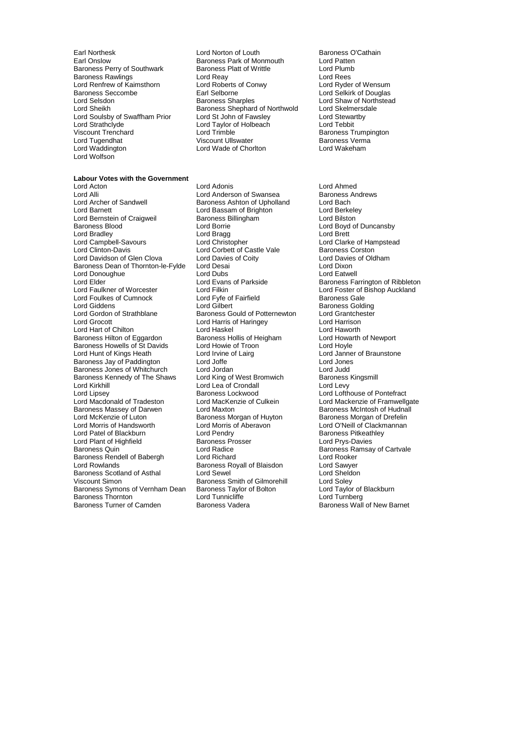Earl Northesk
Lord Norton of Louth
Baroness O'Cathain
Earl Onslow
Baroness Park of Monmouth
Lord Patten
Baroness Perry of Southwark
Baroness Platt of Writtle
Lord Plumb
Baroness Rawlings
Lord Reay
Lord Rees
Lord Renfrew of Kaimsthorn
Lord Roberts of Conwy
Lord Ryder of Wensum
Baroness Seccombe
Earl Selborne
Lord Selkirk of Douglas
Lord Selsdon
Baroness Sharples
Lord Shaw of Northstead
Lord Sheikh
Baroness Shephard of Northwold
Lord Skelmersdale
Lord Soulsby of Swaffham Prior
Lord St John of Fawsley
Lord Stewartby
Lord Strathclyde
Lord Taylor of Holbeach
Lord Tebbit
Viscount Trenchard
Lord Trimble
Baroness Trumpington
Lord Tugendhat
Viscount Ullswater
Baroness Verma
Lord Waddington
Lord Wade of Chorlton
Lord Wakeham
Lord Wolfson

**Labour Votes with the Government**

Lord Acton
Lord Adonis
Lord Ahmed
Lord Alli
Lord Anderson of Swansea
Baroness Andrews
Lord Archer of Sandwell
Baroness Ashton of Upholland
Lord Bach
Lord Barnett
Lord Bassam of Brighton
Lord Berkeley
Lord Bernstein of Craigweil
Baroness Billingham
Lord Bilston
Baroness Blood
Lord Borrie
Lord Boyd of Duncansby
Lord Bradley
Lord Bragg
Lord Brett
Lord Campbell-Savours
Lord Christopher
Lord Clarke of Hampstead
Lord Clinton-Davis
Lord Corbett of Castle Vale
Baroness Corston
Lord Davidson of Glen Clova
Lord Davies of Coity
Lord Davies of Oldham
Baroness Dean of Thornton-le-Fylde
Lord Desai
Lord Dixon
Lord Donoughue
Lord Dubs
Lord Eatwell
Lord Elder
Lord Evans of Parkside
Baroness Farrington of Ribbleton
Lord Faulkner of Worcester
Lord Filkin
Lord Foster of Bishop Auckland
Lord Foulkes of Cumnock
Lord Fyfe of Fairfield
Baroness Gale
Lord Giddens
Lord Gilbert
Baroness Golding
Lord Gordon of Strathblane
Baroness Gould of Potternewton
Lord Grantchester
Lord Grocott
Lord Harris of Haringey
Lord Harrison
Lord Hart of Chilton
Lord Haskel
Lord Haworth
Baroness Hilton of Eggardon
Baroness Hollis of Heigham
Lord Howarth of Newport
Baroness Howells of St Davids
Lord Howie of Troon
Lord Hoyle
Lord Hunt of Kings Heath
Lord Irvine of Lairg
Lord Janner of Braunstone
Baroness Jay of Paddington
Lord Joffe
Lord Jones
Baroness Jones of Whitchurch
Lord Jordan
Lord Judd
Baroness Kennedy of The Shaws
Lord King of West Bromwich
Baroness Kingsmill
Lord Kirkhill
Lord Lea of Crondall
Lord Levy
Lord Lipsey
Baroness Lockwood
Lord Lofthouse of Pontefract
Lord Macdonald of Tradeston
Lord MacKenzie of Culkein
Lord Mackenzie of Framwellgate
Baroness Massey of Darwen
Lord Maxton
Baroness McIntosh of Hudnall
Lord McKenzie of Luton
Baroness Morgan of Huyton
Baroness Morgan of Drefelin
Lord Morris of Handsworth
Lord Morris of Aberavon
Lord O'Neill of Clackmannan
Lord Patel of Blackburn
Lord Pendry
Baroness Pitkeathley
Lord Plant of Highfield
Baroness Prosser
Lord Prys-Davies
Baroness Quin
Lord Radice
Baroness Ramsay of Cartvale
Baroness Rendell of Babergh
Lord Richard
Lord Rooker
Lord Rowlands
Baroness Royall of Blaisdon
Lord Sawyer
Baroness Scotland of Asthal
Lord Sewel
Lord Sheldon
Viscount Simon
Baroness Smith of Gilmorehill
Lord Soley
Baroness Symons of Vernham Dean
Baroness Taylor of Bolton
Lord Taylor of Blackburn
Baroness Thornton
Lord Tunnicliffe
Lord Turnberg
Baroness Turner of Camden
Baroness Vadera
Baroness Wall of New Barnet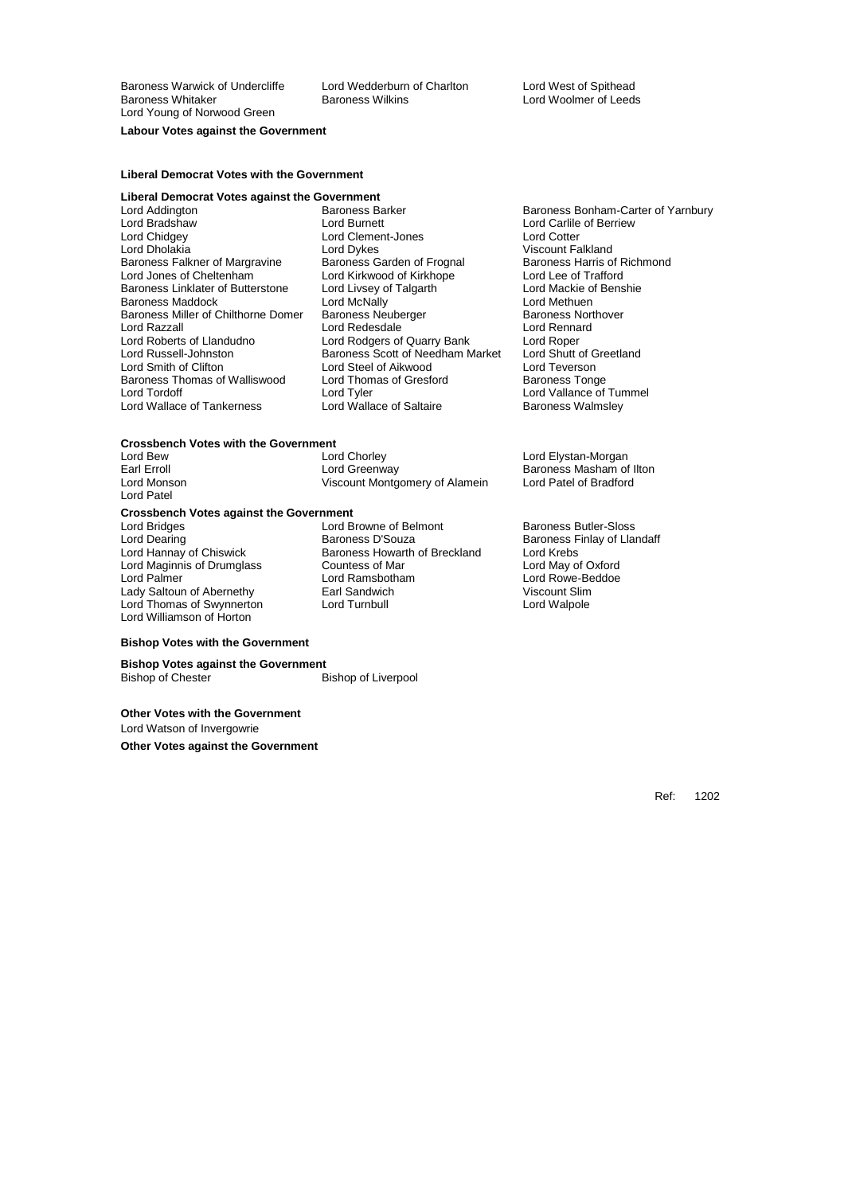Baroness Warwick of Undercliffe
Lord Wedderburn of Charlton
Lord West of Spithead
Baroness Whitaker
Baroness Wilkins
Lord Woolmer of Leeds
Lord Young of Norwood Green

**Labour Votes against the Government**

**Liberal Democrat Votes with the Government**

**Liberal Democrat Votes against the Government**

Lord Addington
Baroness Barker
Baroness Bonham-Carter of Yarnbury
Lord Bradshaw
Lord Burnett
Lord Carlile of Berriew
Lord Chidgey
Lord Clement-Jones
Lord Cotter
Lord Dholakia
Lord Dykes
Viscount Falkland
Baroness Falkner of Margravine
Baroness Garden of Frognal
Baroness Harris of Richmond
Lord Jones of Cheltenham
Lord Kirkwood of Kirkhope
Lord Lee of Trafford
Baroness Linklater of Butterstone
Lord Livsey of Talgarth
Lord Mackie of Benshie
Baroness Maddock
Lord McNally
Lord Methuen
Baroness Miller of Chilthorne Domer
Baroness Neuberger
Baroness Northover
Lord Razzall
Lord Redesdale
Lord Rennard
Lord Roberts of Llandudno
Lord Rodgers of Quarry Bank
Lord Roper
Lord Russell-Johnston
Baroness Scott of Needham Market
Lord Shutt of Greetland
Lord Smith of Clifton
Lord Steel of Aikwood
Lord Teverson
Baroness Thomas of Walliswood
Lord Thomas of Gresford
Baroness Tonge
Lord Tordoff
Lord Tyler
Lord Vallance of Tummel
Lord Wallace of Tankerness
Lord Wallace of Saltaire
Baroness Walmsley

**Crossbench Votes with the Government**

Lord Bew
Lord Chorley
Lord Elystan-Morgan
Earl Erroll
Lord Greenway
Baroness Masham of Ilton
Lord Monson
Viscount Montgomery of Alamein
Lord Patel of Bradford
Lord Patel

**Crossbench Votes against the Government**

Lord Bridges
Lord Browne of Belmont
Baroness Butler-Sloss
Lord Dearing
Baroness D'Souza
Baroness Finlay of Llandaff
Lord Hannay of Chiswick
Baroness Howarth of Breckland
Lord Krebs
Lord Maginnis of Drumglass
Countess of Mar
Lord May of Oxford
Lord Palmer
Lord Ramsbotham
Lord Rowe-Beddoe
Lady Saltoun of Abernethy
Earl Sandwich
Viscount Slim
Lord Thomas of Swynnerton
Lord Turnbull
Lord Walpole
Lord Williamson of Horton

**Bishop Votes with the Government**

**Bishop Votes against the Government**

Bishop of Chester
Bishop of Liverpool

**Other Votes with the Government**

Lord Watson of Invergowrie

**Other Votes against the Government**

Ref: 1202